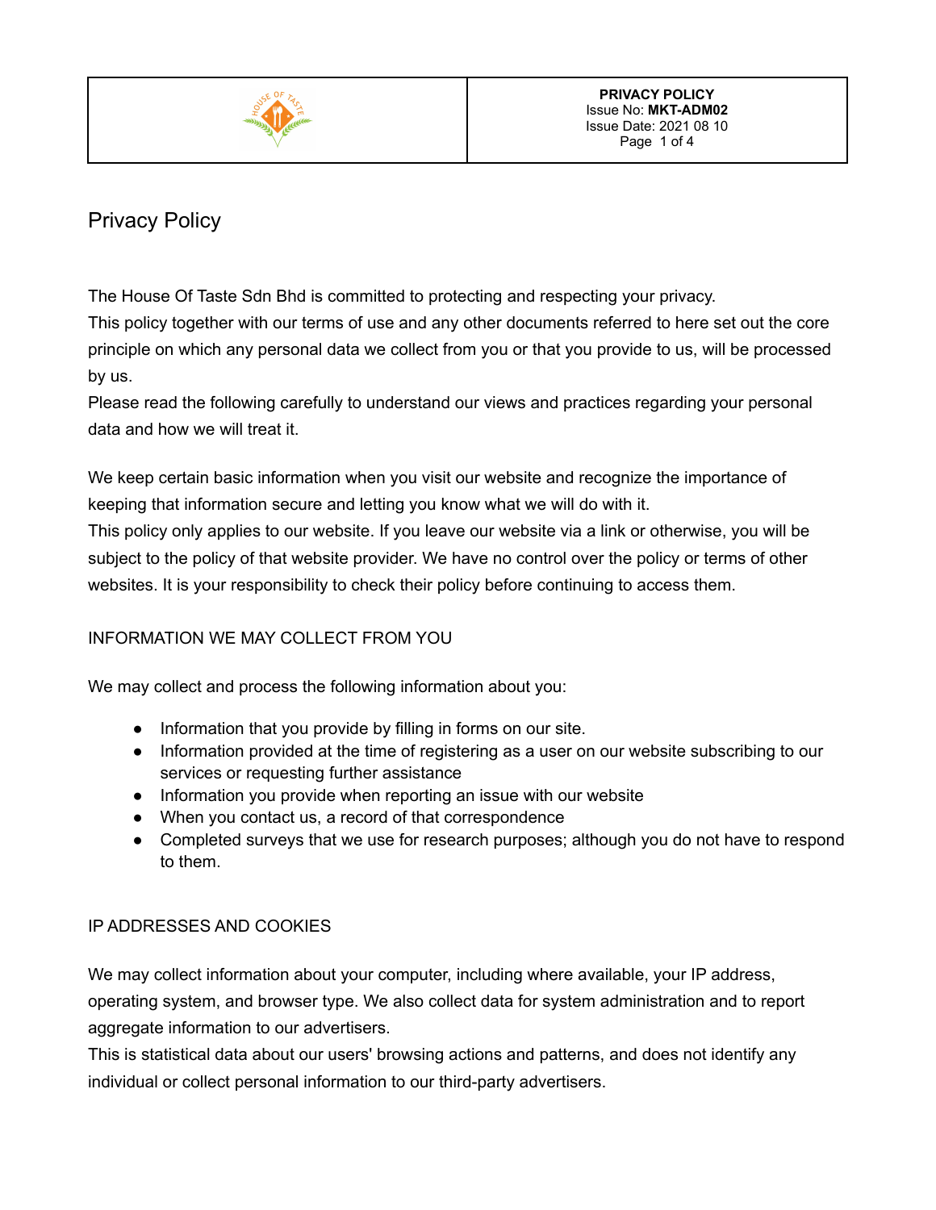# Privacy Policy

The House Of Taste Sdn Bhd is committed to protecting and respecting your privacy.
This policy together with our terms of use and any other documents referred to here set out the core principle on which any personal data we collect from you or that you provide to us, will be processed by us.
Please read the following carefully to understand our views and practices regarding your personal data and how we will treat it.

We keep certain basic information when you visit our website and recognize the importance of keeping that information secure and letting you know what we will do with it.
This policy only applies to our website. If you leave our website via a link or otherwise, you will be subject to the policy of that website provider. We have no control over the policy or terms of other websites. It is your responsibility to check their policy before continuing to access them.

## INFORMATION WE MAY COLLECT FROM YOU

We may collect and process the following information about you:

- Information that you provide by filling in forms on our site.
- Information provided at the time of registering as a user on our website subscribing to our services or requesting further assistance
- Information you provide when reporting an issue with our website
- When you contact us, a record of that correspondence
- Completed surveys that we use for research purposes; although you do not have to respond to them.

## IP ADDRESSES AND COOKIES

We may collect information about your computer, including where available, your IP address, operating system, and browser type. We also collect data for system administration and to report aggregate information to our advertisers.
This is statistical data about our users' browsing actions and patterns, and does not identify any individual or collect personal information to our third-party advertisers.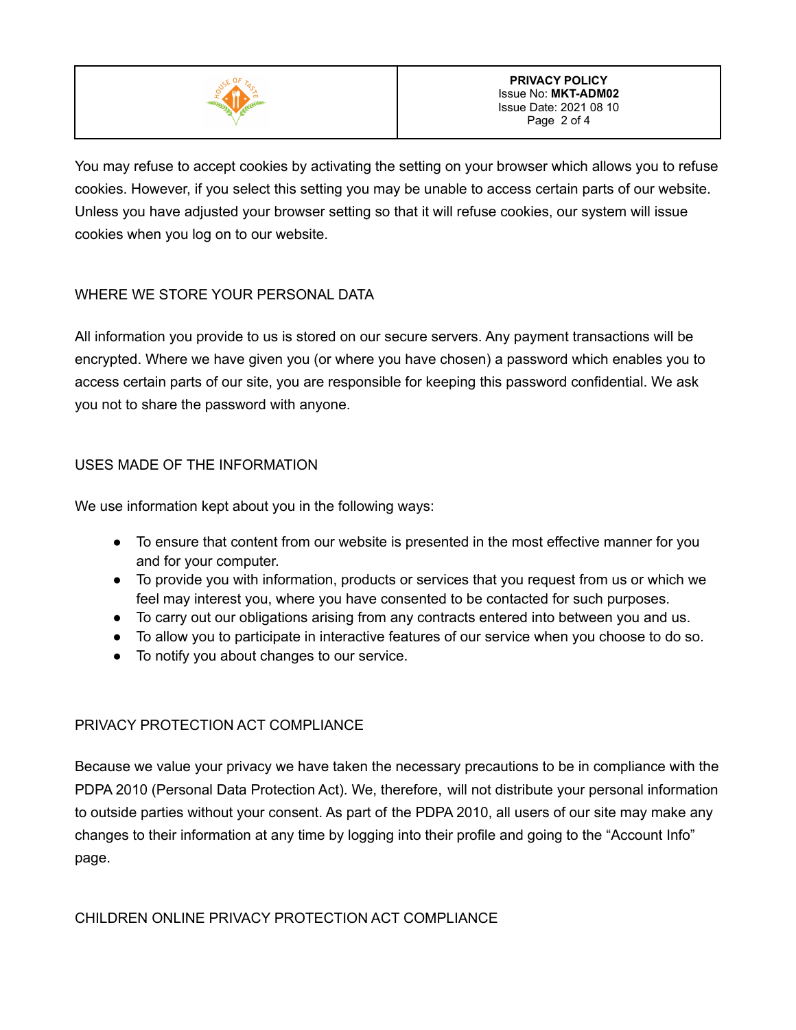You may refuse to accept cookies by activating the setting on your browser which allows you to refuse cookies. However, if you select this setting you may be unable to access certain parts of our website. Unless you have adjusted your browser setting so that it will refuse cookies, our system will issue cookies when you log on to our website.

## WHERE WE STORE YOUR PERSONAL DATA

All information you provide to us is stored on our secure servers. Any payment transactions will be encrypted. Where we have given you (or where you have chosen) a password which enables you to access certain parts of our site, you are responsible for keeping this password confidential. We ask you not to share the password with anyone.

## USES MADE OF THE INFORMATION

We use information kept about you in the following ways:

- To ensure that content from our website is presented in the most effective manner for you and for your computer.
- To provide you with information, products or services that you request from us or which we feel may interest you, where you have consented to be contacted for such purposes.
- To carry out our obligations arising from any contracts entered into between you and us.
- To allow you to participate in interactive features of our service when you choose to do so.
- To notify you about changes to our service.

## PRIVACY PROTECTION ACT COMPLIANCE

Because we value your privacy we have taken the necessary precautions to be in compliance with the PDPA 2010 (Personal Data Protection Act). We, therefore, will not distribute your personal information to outside parties without your consent. As part of the PDPA 2010, all users of our site may make any changes to their information at any time by logging into their profile and going to the "Account Info" page.

## CHILDREN ONLINE PRIVACY PROTECTION ACT COMPLIANCE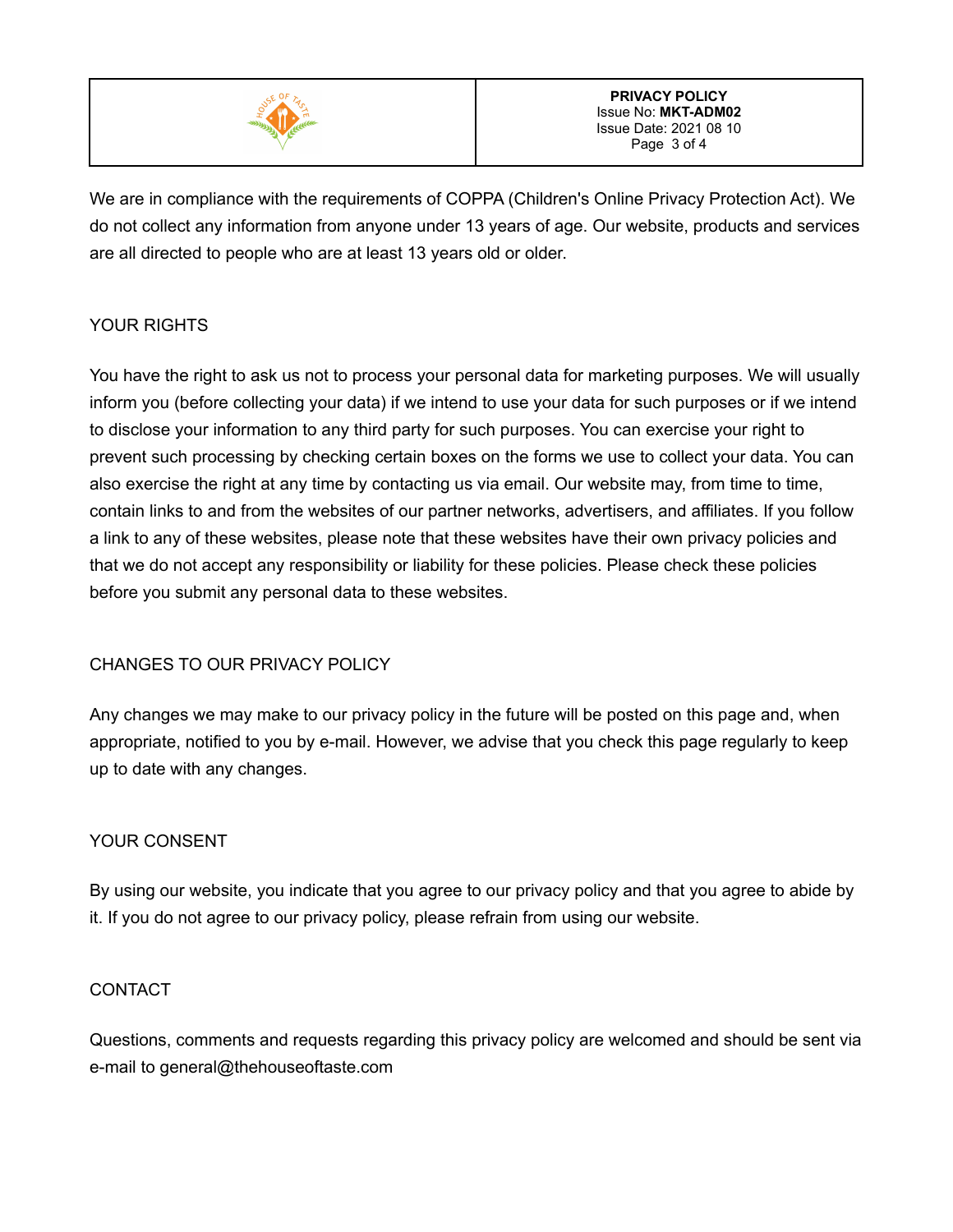We are in compliance with the requirements of COPPA (Children's Online Privacy Protection Act). We do not collect any information from anyone under 13 years of age. Our website, products and services are all directed to people who are at least 13 years old or older.

## YOUR RIGHTS

You have the right to ask us not to process your personal data for marketing purposes. We will usually inform you (before collecting your data) if we intend to use your data for such purposes or if we intend to disclose your information to any third party for such purposes. You can exercise your right to prevent such processing by checking certain boxes on the forms we use to collect your data. You can also exercise the right at any time by contacting us via email. Our website may, from time to time, contain links to and from the websites of our partner networks, advertisers, and affiliates. If you follow a link to any of these websites, please note that these websites have their own privacy policies and that we do not accept any responsibility or liability for these policies. Please check these policies before you submit any personal data to these websites.

## CHANGES TO OUR PRIVACY POLICY

Any changes we may make to our privacy policy in the future will be posted on this page and, when appropriate, notified to you by e-mail. However, we advise that you check this page regularly to keep up to date with any changes.

## YOUR CONSENT

By using our website, you indicate that you agree to our privacy policy and that you agree to abide by it. If you do not agree to our privacy policy, please refrain from using our website.

## CONTACT

Questions, comments and requests regarding this privacy policy are welcomed and should be sent via e-mail to general@thehouseoftaste.com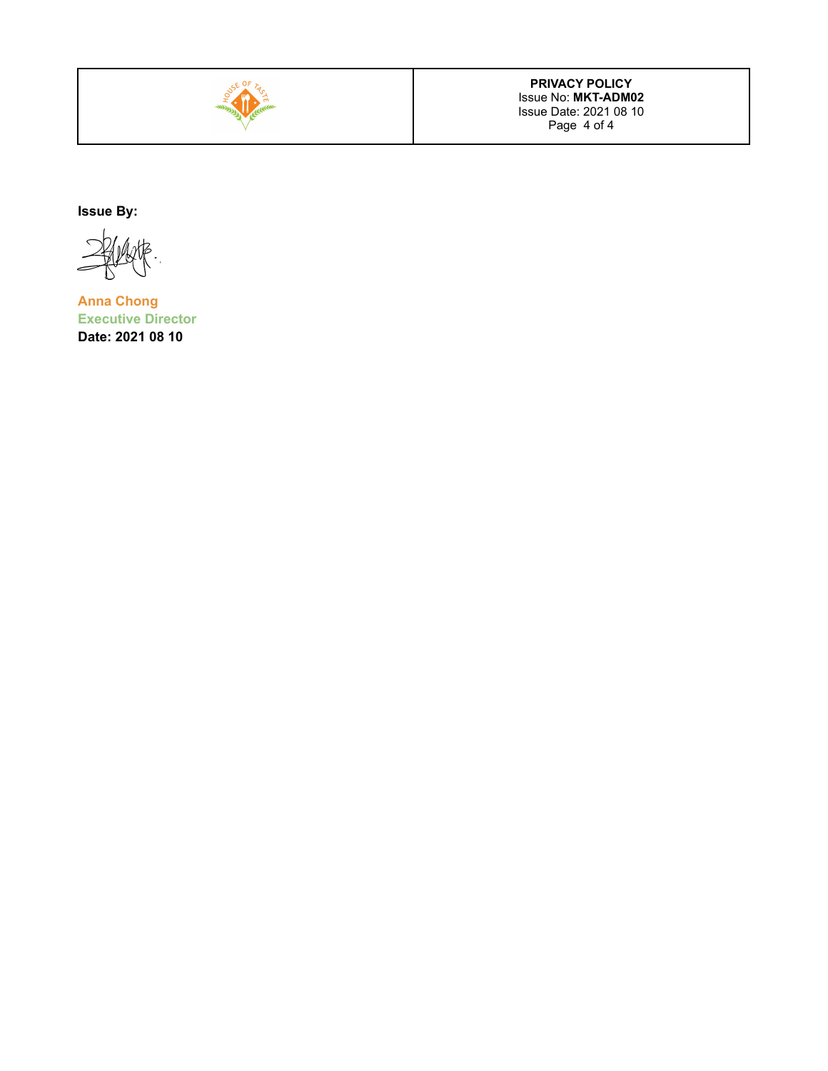**Issue By:**

**Anna Chong**
**Executive Director**
**Date: 2021 08 10**